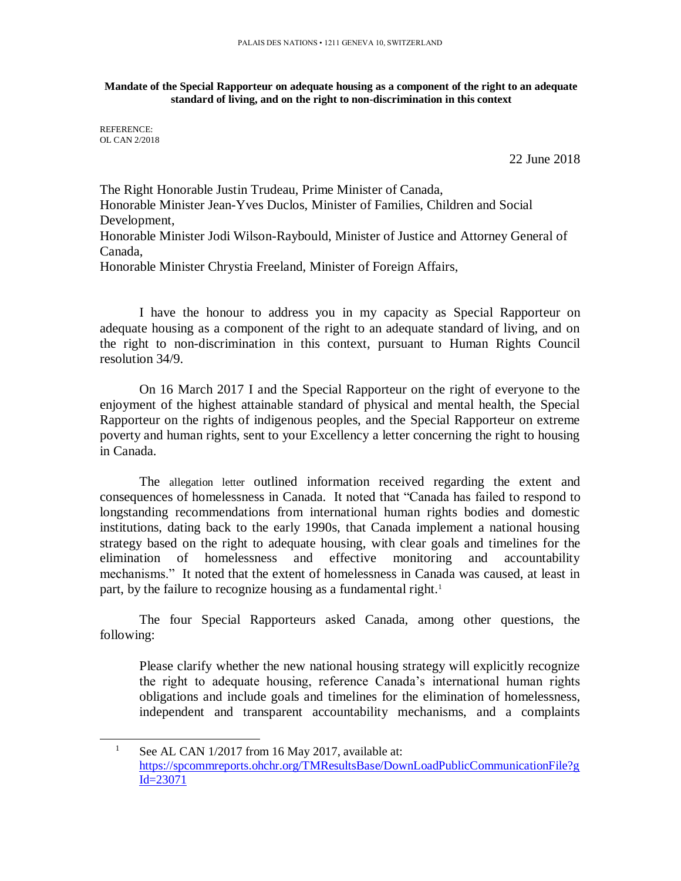PALAIS DES NATIONS • 1211 GENEVA 10, SWITZERLAND

**Mandate of the Special Rapporteur on adequate housing as a component of the right to an adequate standard of living, and on the right to non-discrimination in this context**

REFERENCE:
OL CAN 2/2018

22 June 2018

The Right Honorable Justin Trudeau, Prime Minister of Canada,
Honorable Minister Jean-Yves Duclos, Minister of Families, Children and Social Development,
Honorable Minister Jodi Wilson-Raybould, Minister of Justice and Attorney General of Canada,
Honorable Minister Chrystia Freeland, Minister of Foreign Affairs,

I have the honour to address you in my capacity as Special Rapporteur on adequate housing as a component of the right to an adequate standard of living, and on the right to non-discrimination in this context, pursuant to Human Rights Council resolution 34/9.

On 16 March 2017 I and the Special Rapporteur on the right of everyone to the enjoyment of the highest attainable standard of physical and mental health, the Special Rapporteur on the rights of indigenous peoples, and the Special Rapporteur on extreme poverty and human rights, sent to your Excellency a letter concerning the right to housing in Canada.

The allegation letter outlined information received regarding the extent and consequences of homelessness in Canada. It noted that "Canada has failed to respond to longstanding recommendations from international human rights bodies and domestic institutions, dating back to the early 1990s, that Canada implement a national housing strategy based on the right to adequate housing, with clear goals and timelines for the elimination of homelessness and effective monitoring and accountability mechanisms." It noted that the extent of homelessness in Canada was caused, at least in part, by the failure to recognize housing as a fundamental right.[1]

The four Special Rapporteurs asked Canada, among other questions, the following:

> Please clarify whether the new national housing strategy will explicitly recognize the right to adequate housing, reference Canada's international human rights obligations and include goals and timelines for the elimination of homelessness, independent and transparent accountability mechanisms, and a complaints

---

[1] See AL CAN 1/2017 from 16 May 2017, available at: https://spcommreports.ohchr.org/TMResultsBase/DownLoadPublicCommunicationFile?gId=23071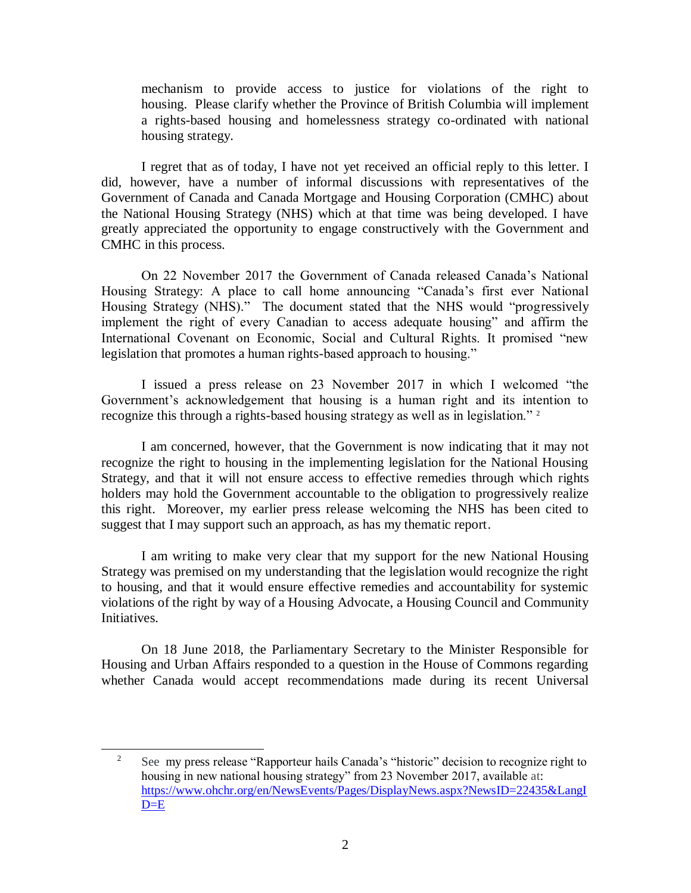mechanism to provide access to justice for violations of the right to housing. Please clarify whether the Province of British Columbia will implement a rights-based housing and homelessness strategy co-ordinated with national housing strategy.

I regret that as of today, I have not yet received an official reply to this letter. I did, however, have a number of informal discussions with representatives of the Government of Canada and Canada Mortgage and Housing Corporation (CMHC) about the National Housing Strategy (NHS) which at that time was being developed. I have greatly appreciated the opportunity to engage constructively with the Government and CMHC in this process.

On 22 November 2017 the Government of Canada released Canada's National Housing Strategy: A place to call home announcing "Canada's first ever National Housing Strategy (NHS)." The document stated that the NHS would "progressively implement the right of every Canadian to access adequate housing" and affirm the International Covenant on Economic, Social and Cultural Rights. It promised "new legislation that promotes a human rights-based approach to housing."

I issued a press release on 23 November 2017 in which I welcomed "the Government's acknowledgement that housing is a human right and its intention to recognize this through a rights-based housing strategy as well as in legislation." [2]

I am concerned, however, that the Government is now indicating that it may not recognize the right to housing in the implementing legislation for the National Housing Strategy, and that it will not ensure access to effective remedies through which rights holders may hold the Government accountable to the obligation to progressively realize this right. Moreover, my earlier press release welcoming the NHS has been cited to suggest that I may support such an approach, as has my thematic report.

I am writing to make very clear that my support for the new National Housing Strategy was premised on my understanding that the legislation would recognize the right to housing, and that it would ensure effective remedies and accountability for systemic violations of the right by way of a Housing Advocate, a Housing Council and Community Initiatives.

On 18 June 2018, the Parliamentary Secretary to the Minister Responsible for Housing and Urban Affairs responded to a question in the House of Commons regarding whether Canada would accept recommendations made during its recent Universal

[2] See my press release "Rapporteur hails Canada's "historic" decision to recognize right to housing in new national housing strategy" from 23 November 2017, available at: https://www.ohchr.org/en/NewsEvents/Pages/DisplayNews.aspx?NewsID=22435&LangID=E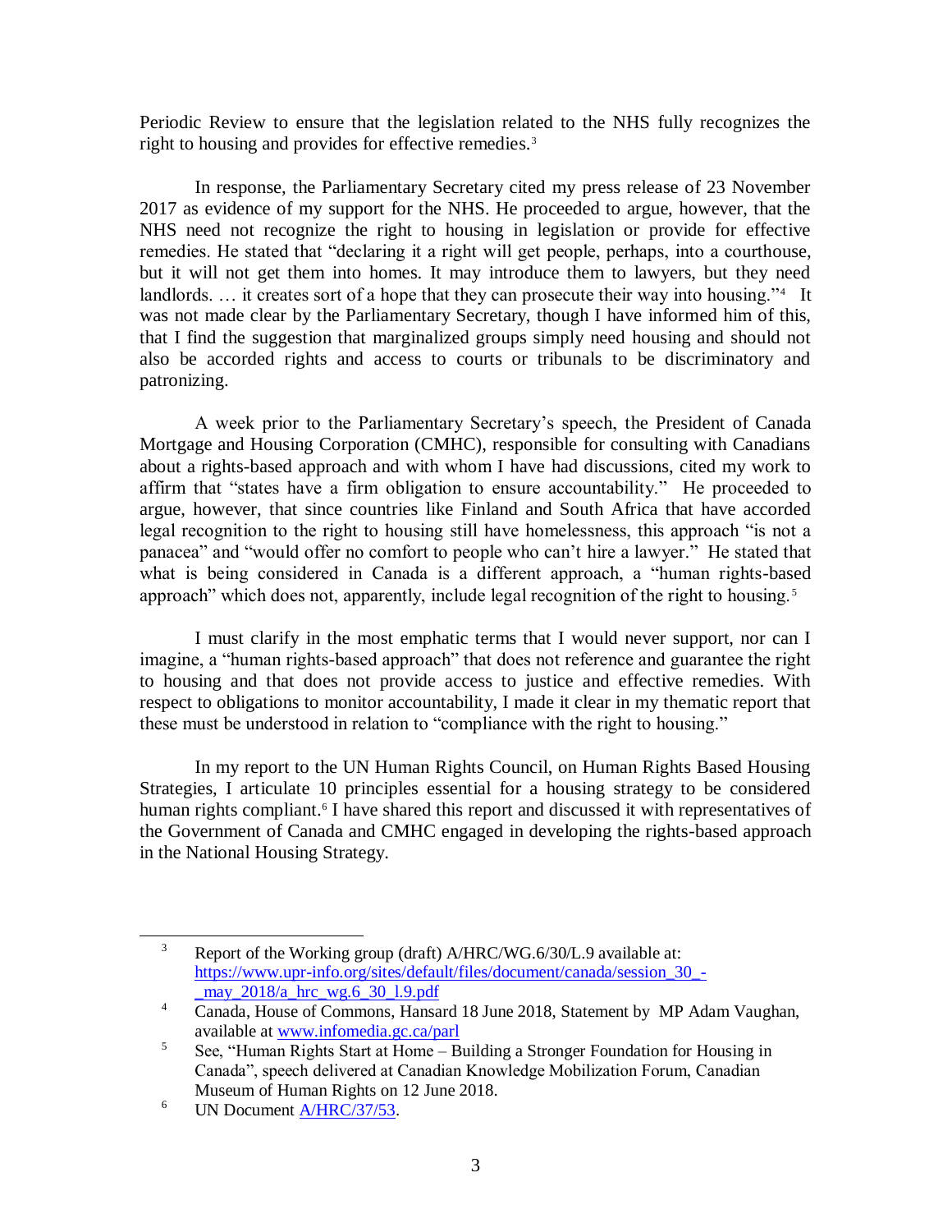Periodic Review to ensure that the legislation related to the NHS fully recognizes the right to housing and provides for effective remedies.[3]

In response, the Parliamentary Secretary cited my press release of 23 November 2017 as evidence of my support for the NHS. He proceeded to argue, however, that the NHS need not recognize the right to housing in legislation or provide for effective remedies. He stated that "declaring it a right will get people, perhaps, into a courthouse, but it will not get them into homes. It may introduce them to lawyers, but they need landlords. … it creates sort of a hope that they can prosecute their way into housing."[4] It was not made clear by the Parliamentary Secretary, though I have informed him of this, that I find the suggestion that marginalized groups simply need housing and should not also be accorded rights and access to courts or tribunals to be discriminatory and patronizing.

A week prior to the Parliamentary Secretary's speech, the President of Canada Mortgage and Housing Corporation (CMHC), responsible for consulting with Canadians about a rights-based approach and with whom I have had discussions, cited my work to affirm that "states have a firm obligation to ensure accountability." He proceeded to argue, however, that since countries like Finland and South Africa that have accorded legal recognition to the right to housing still have homelessness, this approach "is not a panacea" and "would offer no comfort to people who can't hire a lawyer." He stated that what is being considered in Canada is a different approach, a "human rights-based approach" which does not, apparently, include legal recognition of the right to housing.[5]

I must clarify in the most emphatic terms that I would never support, nor can I imagine, a "human rights-based approach" that does not reference and guarantee the right to housing and that does not provide access to justice and effective remedies. With respect to obligations to monitor accountability, I made it clear in my thematic report that these must be understood in relation to "compliance with the right to housing."

In my report to the UN Human Rights Council, on Human Rights Based Housing Strategies, I articulate 10 principles essential for a housing strategy to be considered human rights compliant.[6] I have shared this report and discussed it with representatives of the Government of Canada and CMHC engaged in developing the rights-based approach in the National Housing Strategy.

---

[3] Report of the Working group (draft) A/HRC/WG.6/30/L.9 available at: https://www.upr-info.org/sites/default/files/document/canada/session_30_-_may_2018/a_hrc_wg.6_30_l.9.pdf

[4] Canada, House of Commons, Hansard 18 June 2018, Statement by MP Adam Vaughan, available at www.infomedia.gc.ca/parl

[5] See, "Human Rights Start at Home – Building a Stronger Foundation for Housing in Canada", speech delivered at Canadian Knowledge Mobilization Forum, Canadian Museum of Human Rights on 12 June 2018.

[6] UN Document A/HRC/37/53.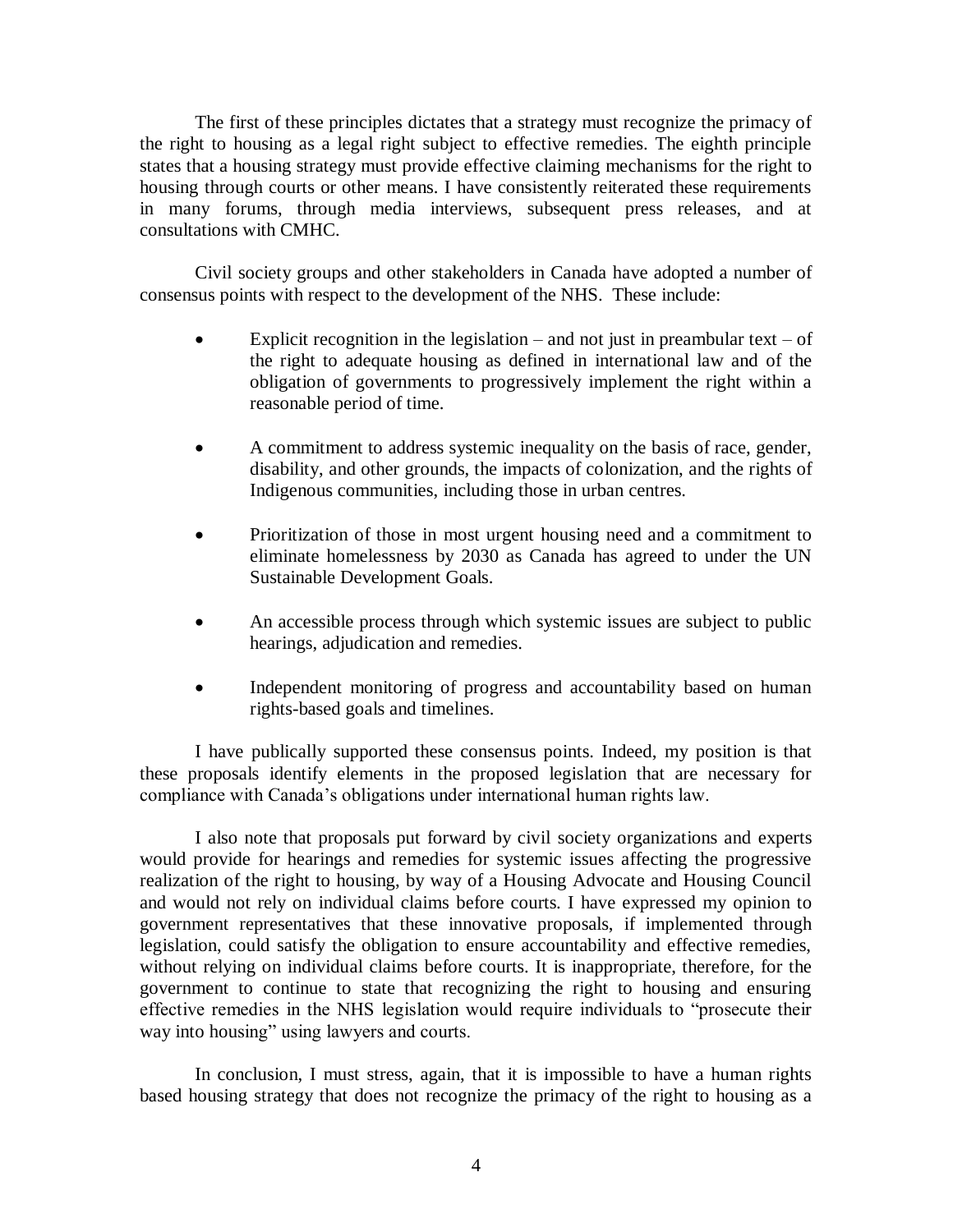The first of these principles dictates that a strategy must recognize the primacy of the right to housing as a legal right subject to effective remedies. The eighth principle states that a housing strategy must provide effective claiming mechanisms for the right to housing through courts or other means. I have consistently reiterated these requirements in many forums, through media interviews, subsequent press releases, and at consultations with CMHC.

Civil society groups and other stakeholders in Canada have adopted a number of consensus points with respect to the development of the NHS. These include:

- Explicit recognition in the legislation – and not just in preambular text – of the right to adequate housing as defined in international law and of the obligation of governments to progressively implement the right within a reasonable period of time.
- A commitment to address systemic inequality on the basis of race, gender, disability, and other grounds, the impacts of colonization, and the rights of Indigenous communities, including those in urban centres.
- Prioritization of those in most urgent housing need and a commitment to eliminate homelessness by 2030 as Canada has agreed to under the UN Sustainable Development Goals.
- An accessible process through which systemic issues are subject to public hearings, adjudication and remedies.
- Independent monitoring of progress and accountability based on human rights-based goals and timelines.

I have publically supported these consensus points. Indeed, my position is that these proposals identify elements in the proposed legislation that are necessary for compliance with Canada's obligations under international human rights law.

I also note that proposals put forward by civil society organizations and experts would provide for hearings and remedies for systemic issues affecting the progressive realization of the right to housing, by way of a Housing Advocate and Housing Council and would not rely on individual claims before courts. I have expressed my opinion to government representatives that these innovative proposals, if implemented through legislation, could satisfy the obligation to ensure accountability and effective remedies, without relying on individual claims before courts. It is inappropriate, therefore, for the government to continue to state that recognizing the right to housing and ensuring effective remedies in the NHS legislation would require individuals to "prosecute their way into housing" using lawyers and courts.

In conclusion, I must stress, again, that it is impossible to have a human rights based housing strategy that does not recognize the primacy of the right to housing as a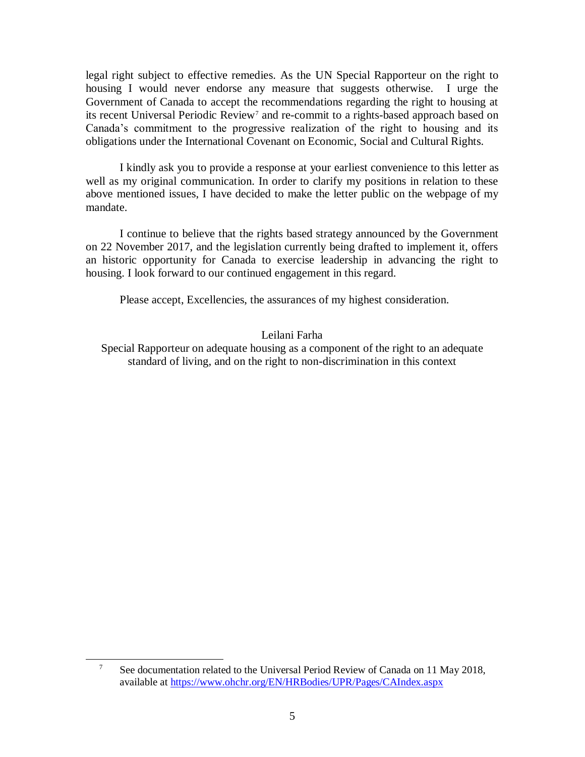legal right subject to effective remedies. As the UN Special Rapporteur on the right to housing I would never endorse any measure that suggests otherwise. I urge the Government of Canada to accept the recommendations regarding the right to housing at its recent Universal Periodic Review[7] and re-commit to a rights-based approach based on Canada's commitment to the progressive realization of the right to housing and its obligations under the International Covenant on Economic, Social and Cultural Rights.

I kindly ask you to provide a response at your earliest convenience to this letter as well as my original communication. In order to clarify my positions in relation to these above mentioned issues, I have decided to make the letter public on the webpage of my mandate.

I continue to believe that the rights based strategy announced by the Government on 22 November 2017, and the legislation currently being drafted to implement it, offers an historic opportunity for Canada to exercise leadership in advancing the right to housing. I look forward to our continued engagement in this regard.

Please accept, Excellencies, the assurances of my highest consideration.

Leilani Farha
Special Rapporteur on adequate housing as a component of the right to an adequate standard of living, and on the right to non-discrimination in this context

---

[7] See documentation related to the Universal Period Review of Canada on 11 May 2018, available at https://www.ohchr.org/EN/HRBodies/UPR/Pages/CAIndex.aspx